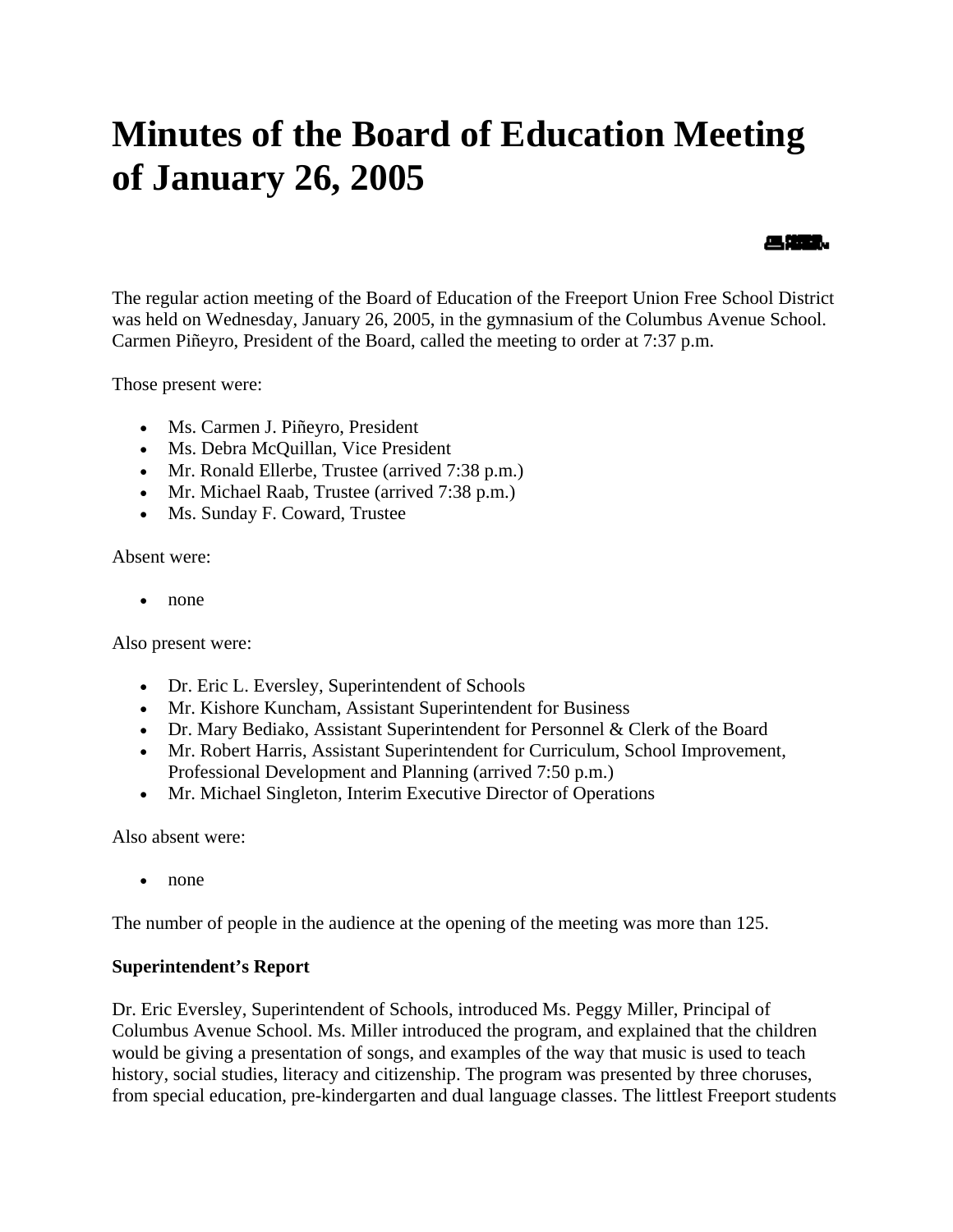# Minutes of the Board of Education Meeting of January 26, 2005

The regular action meeting of the Board of Education of the Freeport Union Free School District was held on Wednesday, January 26, 2005, in the gymnasium of the Columbus Avenue School. Carmen Piñeyro, President of the Board, called the meeting to order at 7:37 p.m.

Those present were:

- Ms. Carmen J. Piñeyro, President
- Ms. Debra McQuillan, Vice President
- Mr. Ronald Ellerbe, Trustee (arrived 7:38 p.m.)
- Mr. Michael Raab, Trustee (arrived 7:38 p.m.)
- Ms. Sunday F. Coward, Trustee

Absent were:

- none

Also present were:

- Dr. Eric L. Eversley, Superintendent of Schools
- Mr. Kishore Kuncham, Assistant Superintendent for Business
- Dr. Mary Bediako, Assistant Superintendent for Personnel & Clerk of the Board
- Mr. Robert Harris, Assistant Superintendent for Curriculum, School Improvement, Professional Development and Planning (arrived 7:50 p.m.)
- Mr. Michael Singleton, Interim Executive Director of Operations

Also absent were:

- none

The number of people in the audience at the opening of the meeting was more than 125.

**Superintendent's Report**

Dr. Eric Eversley, Superintendent of Schools, introduced Ms. Peggy Miller, Principal of Columbus Avenue School. Ms. Miller introduced the program, and explained that the children would be giving a presentation of songs, and examples of the way that music is used to teach history, social studies, literacy and citizenship. The program was presented by three choruses, from special education, pre-kindergarten and dual language classes. The littlest Freeport students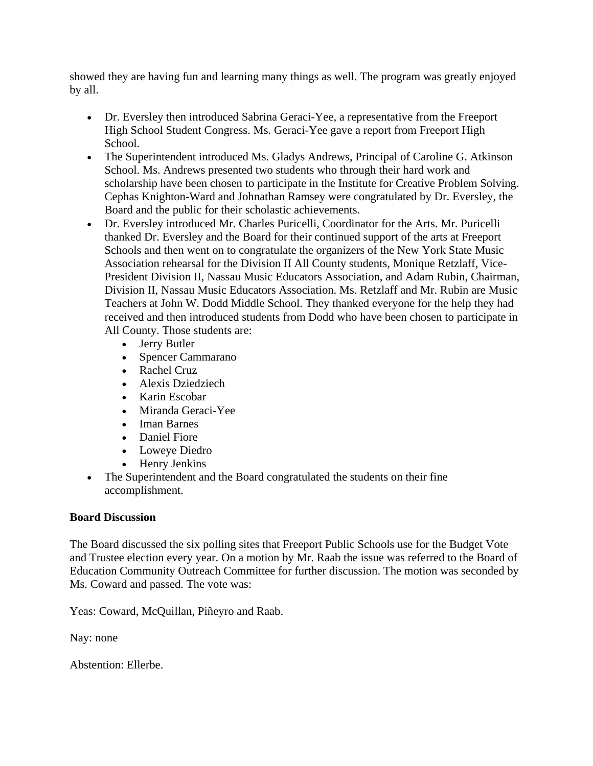showed they are having fun and learning many things as well. The program was greatly enjoyed by all.

- Dr. Eversley then introduced Sabrina Geraci-Yee, a representative from the Freeport High School Student Congress. Ms. Geraci-Yee gave a report from Freeport High School.
- The Superintendent introduced Ms. Gladys Andrews, Principal of Caroline G. Atkinson School. Ms. Andrews presented two students who through their hard work and scholarship have been chosen to participate in the Institute for Creative Problem Solving. Cephas Knighton-Ward and Johnathan Ramsey were congratulated by Dr. Eversley, the Board and the public for their scholastic achievements.
- Dr. Eversley introduced Mr. Charles Puricelli, Coordinator for the Arts. Mr. Puricelli thanked Dr. Eversley and the Board for their continued support of the arts at Freeport Schools and then went on to congratulate the organizers of the New York State Music Association rehearsal for the Division II All County students, Monique Retzlaff, Vice-President Division II, Nassau Music Educators Association, and Adam Rubin, Chairman, Division II, Nassau Music Educators Association. Ms. Retzlaff and Mr. Rubin are Music Teachers at John W. Dodd Middle School. They thanked everyone for the help they had received and then introduced students from Dodd who have been chosen to participate in All County. Those students are:
    - Jerry Butler
    - Spencer Cammarano
    - Rachel Cruz
    - Alexis Dziedziech
    - Karin Escobar
    - Miranda Geraci-Yee
    - Iman Barnes
    - Daniel Fiore
    - Loweye Diedro
    - Henry Jenkins
- The Superintendent and the Board congratulated the students on their fine accomplishment.

**Board Discussion**

The Board discussed the six polling sites that Freeport Public Schools use for the Budget Vote and Trustee election every year. On a motion by Mr. Raab the issue was referred to the Board of Education Community Outreach Committee for further discussion. The motion was seconded by Ms. Coward and passed. The vote was:

Yeas: Coward, McQuillan, Piñeyro and Raab.

Nay: none

Abstention: Ellerbe.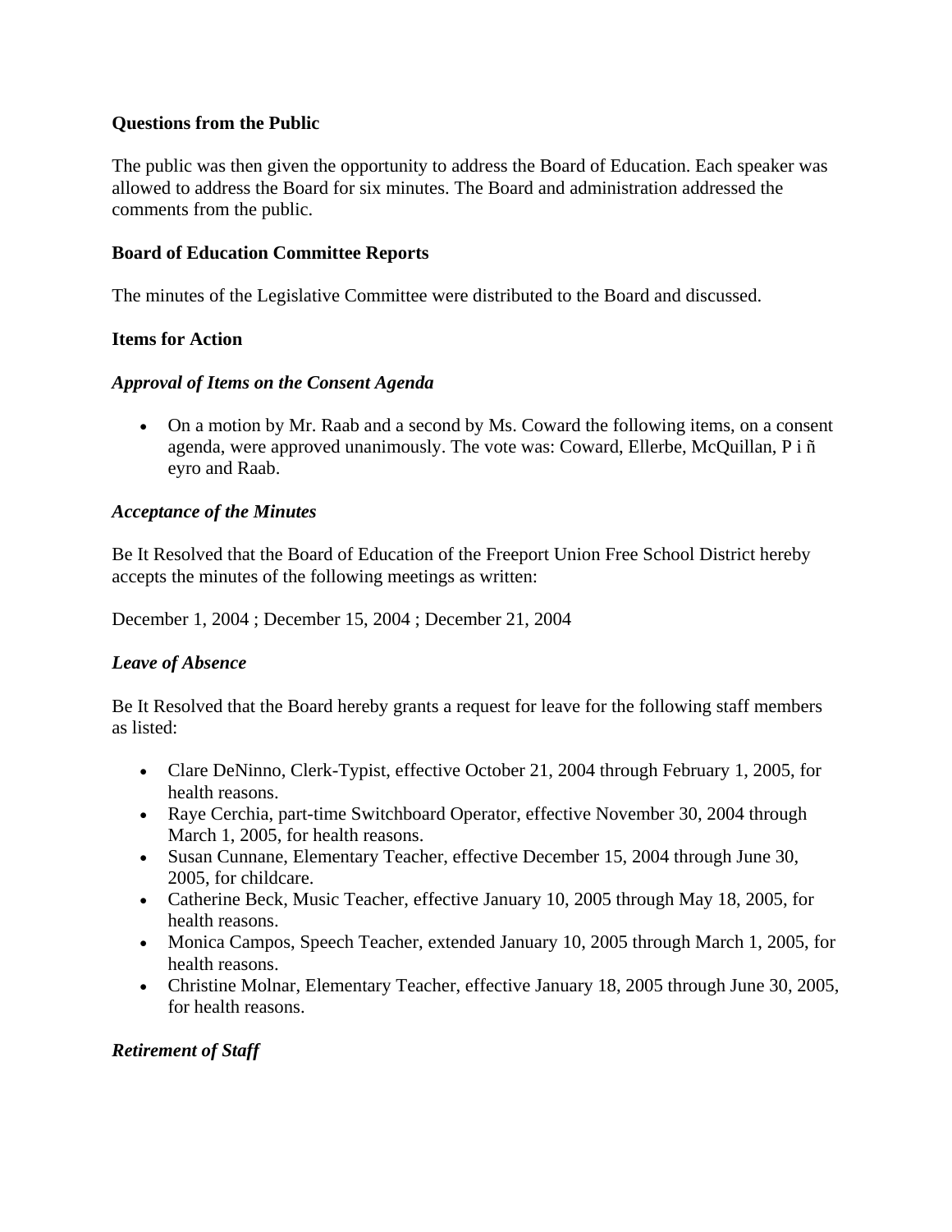**Questions from the Public**

The public was then given the opportunity to address the Board of Education. Each speaker was allowed to address the Board for six minutes. The Board and administration addressed the comments from the public.

**Board of Education Committee Reports**

The minutes of the Legislative Committee were distributed to the Board and discussed.

**Items for Action**

***Approval of Items on the Consent Agenda***

- On a motion by Mr. Raab and a second by Ms. Coward the following items, on a consent agenda, were approved unanimously. The vote was: Coward, Ellerbe, McQuillan, P i ñ eyro and Raab.

***Acceptance of the Minutes***

Be It Resolved that the Board of Education of the Freeport Union Free School District hereby accepts the minutes of the following meetings as written:

December 1, 2004 ; December 15, 2004 ; December 21, 2004

***Leave of Absence***

Be It Resolved that the Board hereby grants a request for leave for the following staff members as listed:

- Clare DeNinno, Clerk-Typist, effective October 21, 2004 through February 1, 2005, for health reasons.
- Raye Cerchia, part-time Switchboard Operator, effective November 30, 2004 through March 1, 2005, for health reasons.
- Susan Cunnane, Elementary Teacher, effective December 15, 2004 through June 30, 2005, for childcare.
- Catherine Beck, Music Teacher, effective January 10, 2005 through May 18, 2005, for health reasons.
- Monica Campos, Speech Teacher, extended January 10, 2005 through March 1, 2005, for health reasons.
- Christine Molnar, Elementary Teacher, effective January 18, 2005 through June 30, 2005, for health reasons.

***Retirement of Staff***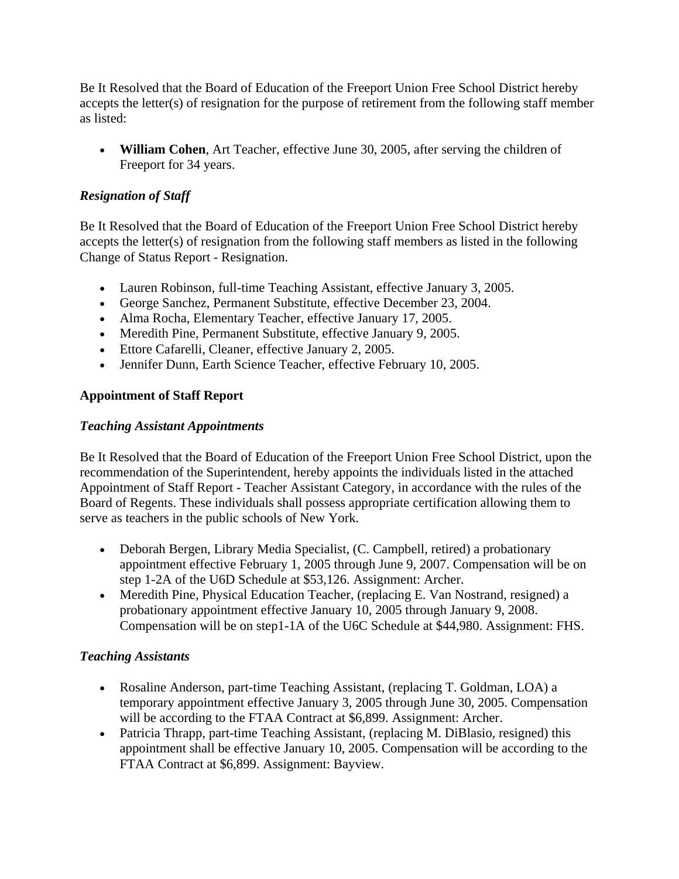Be It Resolved that the Board of Education of the Freeport Union Free School District hereby accepts the letter(s) of resignation for the purpose of retirement from the following staff member as listed:

- **William Cohen**, Art Teacher, effective June 30, 2005, after serving the children of Freeport for 34 years.

### *Resignation of Staff*

Be It Resolved that the Board of Education of the Freeport Union Free School District hereby accepts the letter(s) of resignation from the following staff members as listed in the following Change of Status Report - Resignation.

- Lauren Robinson, full-time Teaching Assistant, effective January 3, 2005.
- George Sanchez, Permanent Substitute, effective December 23, 2004.
- Alma Rocha, Elementary Teacher, effective January 17, 2005.
- Meredith Pine, Permanent Substitute, effective January 9, 2005.
- Ettore Cafarelli, Cleaner, effective January 2, 2005.
- Jennifer Dunn, Earth Science Teacher, effective February 10, 2005.

## Appointment of Staff Report

### *Teaching Assistant Appointments*

Be It Resolved that the Board of Education of the Freeport Union Free School District, upon the recommendation of the Superintendent, hereby appoints the individuals listed in the attached Appointment of Staff Report - Teacher Assistant Category, in accordance with the rules of the Board of Regents. These individuals shall possess appropriate certification allowing them to serve as teachers in the public schools of New York.

- Deborah Bergen, Library Media Specialist, (C. Campbell, retired) a probationary appointment effective February 1, 2005 through June 9, 2007. Compensation will be on step 1-2A of the U6D Schedule at $53,126. Assignment: Archer.
- Meredith Pine, Physical Education Teacher, (replacing E. Van Nostrand, resigned) a probationary appointment effective January 10, 2005 through January 9, 2008. Compensation will be on step1-1A of the U6C Schedule at $44,980. Assignment: FHS.

### *Teaching Assistants*

- Rosaline Anderson, part-time Teaching Assistant, (replacing T. Goldman, LOA) a temporary appointment effective January 3, 2005 through June 30, 2005. Compensation will be according to the FTAA Contract at $6,899. Assignment: Archer.
- Patricia Thrapp, part-time Teaching Assistant, (replacing M. DiBlasio, resigned) this appointment shall be effective January 10, 2005. Compensation will be according to the FTAA Contract at $6,899. Assignment: Bayview.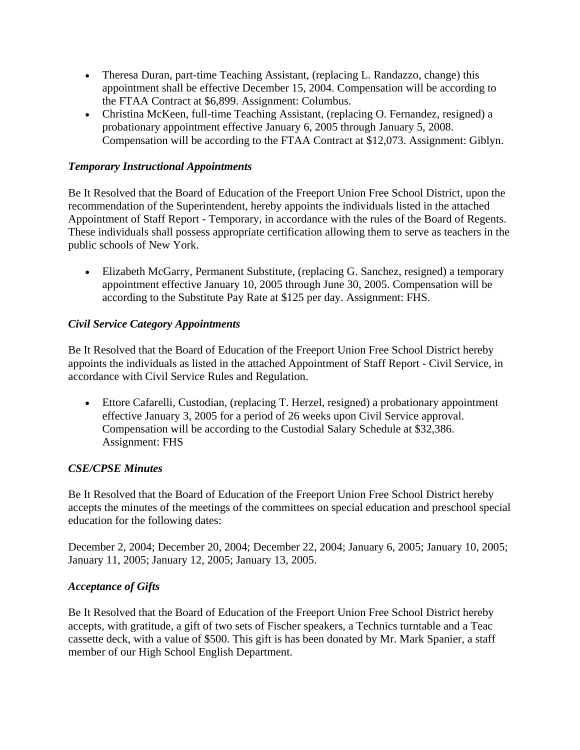- Theresa Duran, part-time Teaching Assistant, (replacing L. Randazzo, change) this appointment shall be effective December 15, 2004. Compensation will be according to the FTAA Contract at $6,899. Assignment: Columbus.
- Christina McKeen, full-time Teaching Assistant, (replacing O. Fernandez, resigned) a probationary appointment effective January 6, 2005 through January 5, 2008. Compensation will be according to the FTAA Contract at $12,073. Assignment: Giblyn.

***Temporary Instructional Appointments***

Be It Resolved that the Board of Education of the Freeport Union Free School District, upon the recommendation of the Superintendent, hereby appoints the individuals listed in the attached Appointment of Staff Report - Temporary, in accordance with the rules of the Board of Regents. These individuals shall possess appropriate certification allowing them to serve as teachers in the public schools of New York.

- Elizabeth McGarry, Permanent Substitute, (replacing G. Sanchez, resigned) a temporary appointment effective January 10, 2005 through June 30, 2005. Compensation will be according to the Substitute Pay Rate at $125 per day. Assignment: FHS.

***Civil Service Category Appointments***

Be It Resolved that the Board of Education of the Freeport Union Free School District hereby appoints the individuals as listed in the attached Appointment of Staff Report - Civil Service, in accordance with Civil Service Rules and Regulation.

- Ettore Cafarelli, Custodian, (replacing T. Herzel, resigned) a probationary appointment effective January 3, 2005 for a period of 26 weeks upon Civil Service approval. Compensation will be according to the Custodial Salary Schedule at $32,386. Assignment: FHS

***CSE/CPSE Minutes***

Be It Resolved that the Board of Education of the Freeport Union Free School District hereby accepts the minutes of the meetings of the committees on special education and preschool special education for the following dates:

December 2, 2004; December 20, 2004; December 22, 2004; January 6, 2005; January 10, 2005; January 11, 2005; January 12, 2005; January 13, 2005.

***Acceptance of Gifts***

Be It Resolved that the Board of Education of the Freeport Union Free School District hereby accepts, with gratitude, a gift of two sets of Fischer speakers, a Technics turntable and a Teac cassette deck, with a value of $500. This gift is has been donated by Mr. Mark Spanier, a staff member of our High School English Department.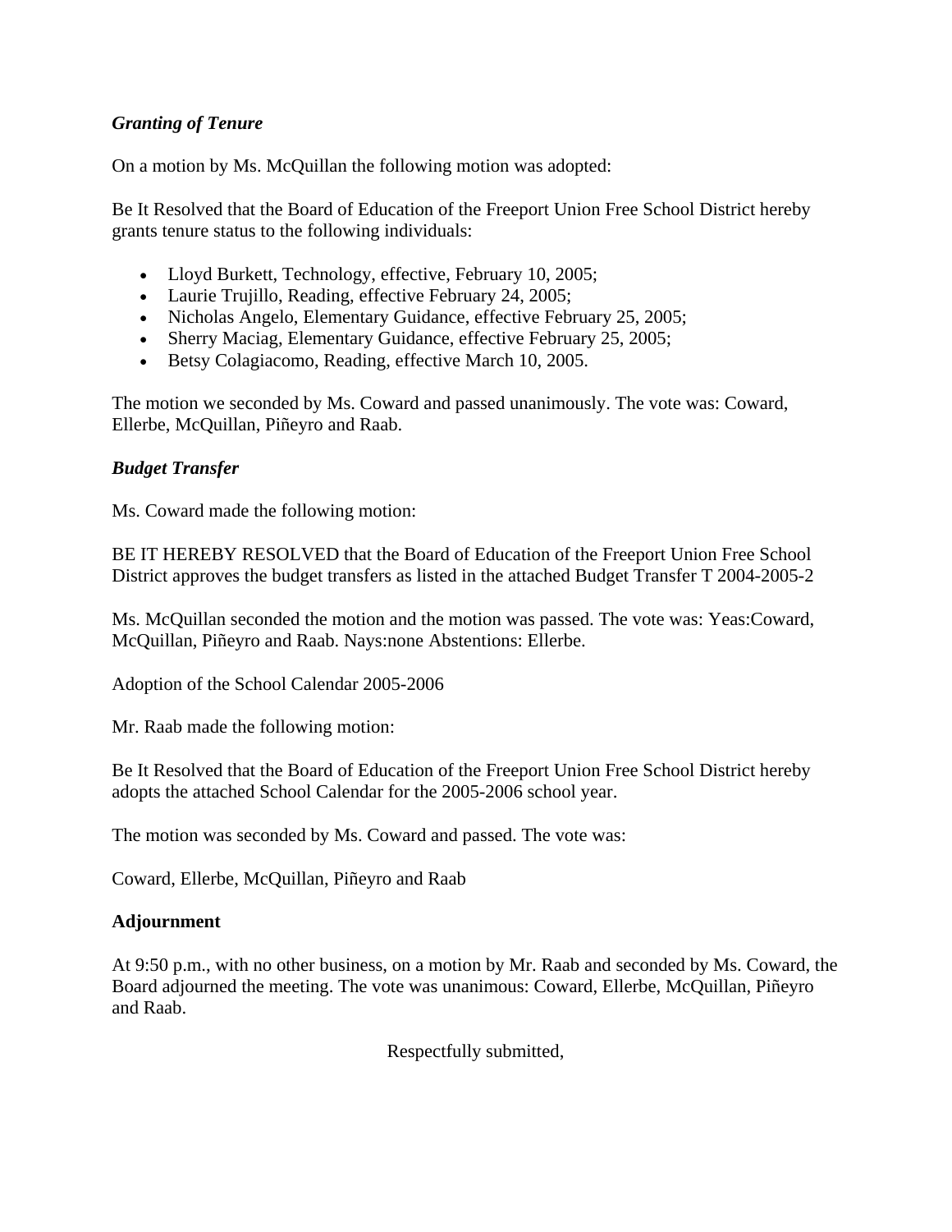***Granting of Tenure***

On a motion by Ms. McQuillan the following motion was adopted:

Be It Resolved that the Board of Education of the Freeport Union Free School District hereby grants tenure status to the following individuals:

- Lloyd Burkett, Technology, effective, February 10, 2005;
- Laurie Trujillo, Reading, effective February 24, 2005;
- Nicholas Angelo, Elementary Guidance, effective February 25, 2005;
- Sherry Maciag, Elementary Guidance, effective February 25, 2005;
- Betsy Colagiacomo, Reading, effective March 10, 2005.

The motion we seconded by Ms. Coward and passed unanimously. The vote was: Coward, Ellerbe, McQuillan, Piñeyro and Raab.

***Budget Transfer***

Ms. Coward made the following motion:

BE IT HEREBY RESOLVED that the Board of Education of the Freeport Union Free School District approves the budget transfers as listed in the attached Budget Transfer T 2004-2005-2

Ms. McQuillan seconded the motion and the motion was passed. The vote was: Yeas:Coward, McQuillan, Piñeyro and Raab. Nays:none Abstentions: Ellerbe.

Adoption of the School Calendar 2005-2006

Mr. Raab made the following motion:

Be It Resolved that the Board of Education of the Freeport Union Free School District hereby adopts the attached School Calendar for the 2005-2006 school year.

The motion was seconded by Ms. Coward and passed. The vote was:

Coward, Ellerbe, McQuillan, Piñeyro and Raab

**Adjournment**

At 9:50 p.m., with no other business, on a motion by Mr. Raab and seconded by Ms. Coward, the Board adjourned the meeting. The vote was unanimous: Coward, Ellerbe, McQuillan, Piñeyro and Raab.

Respectfully submitted,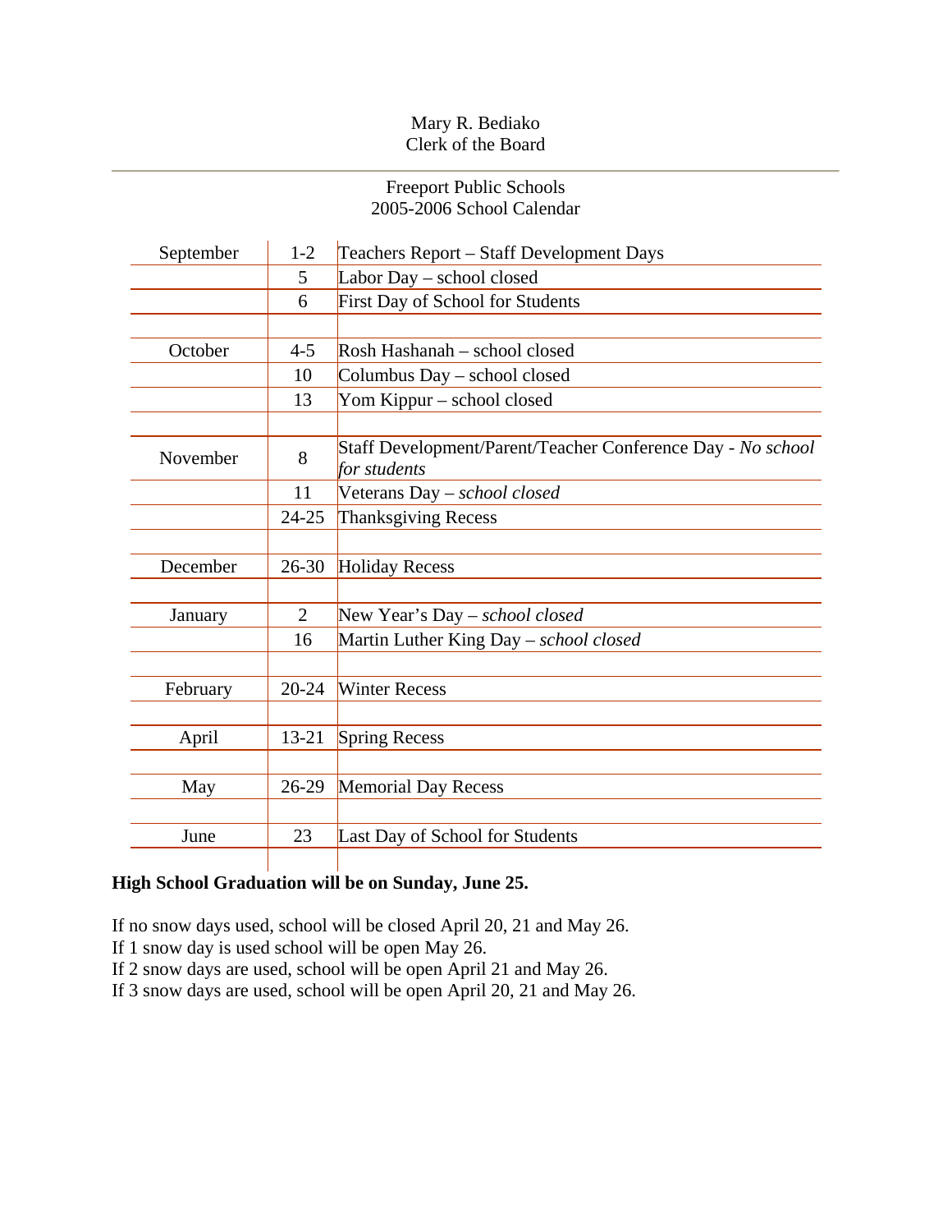Mary R. Bediako
Clerk of the Board

---

Freeport Public Schools
2005-2006 School Calendar

| | | |
|---|---|---|
| September | 1-2 | Teachers Report – Staff Development Days |
| | 5 | Labor Day – school closed |
| | 6 | First Day of School for Students |
| | | |
| October | 4-5 | Rosh Hashanah – school closed |
| | 10 | Columbus Day – school closed |
| | 13 | Yom Kippur – school closed |
| | | |
| November | 8 | Staff Development/Parent/Teacher Conference Day - *No school for students* |
| | 11 | Veterans Day – *school closed* |
| | 24-25 | Thanksgiving Recess |
| | | |
| December | 26-30 | Holiday Recess |
| | | |
| January | 2 | New Year's Day – *school closed* |
| | 16 | Martin Luther King Day – *school closed* |
| | | |
| February | 20-24 | Winter Recess |
| | | |
| April | 13-21 | Spring Recess |
| | | |
| May | 26-29 | Memorial Day Recess |
| | | |
| June | 23 | Last Day of School for Students |

**High School Graduation will be on Sunday, June 25.**

If no snow days used, school will be closed April 20, 21 and May 26.
If 1 snow day is used school will be open May 26.
If 2 snow days are used, school will be open April 21 and May 26.
If 3 snow days are used, school will be open April 20, 21 and May 26.